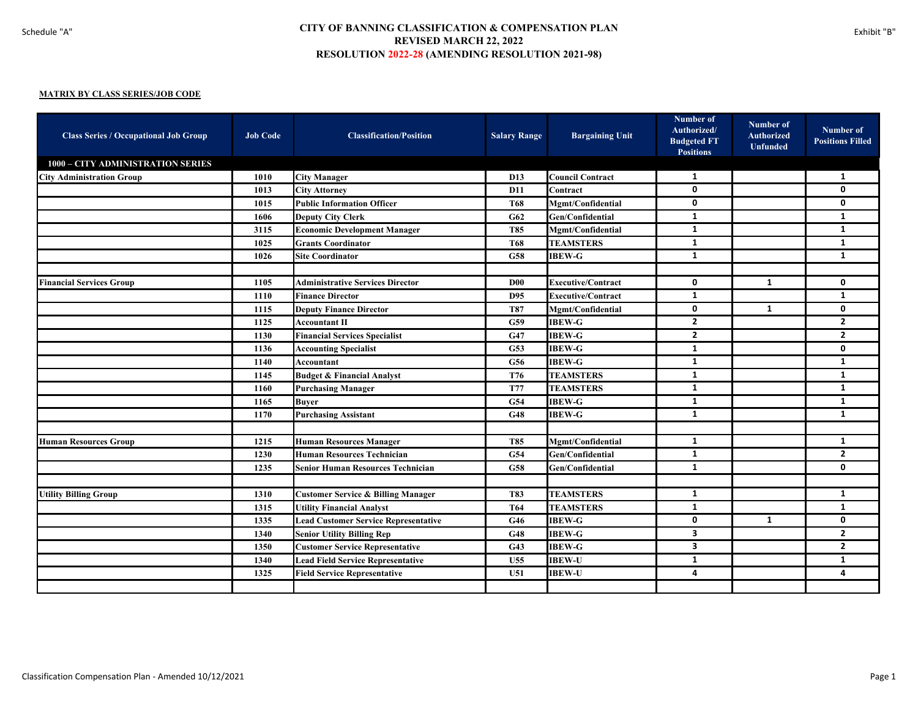Schedule "A"

Exhibit "B"

# CITY OF BANNING CLASSIFICATION & COMPENSATION PLAN
## REVISED MARCH 22, 2022
## RESOLUTION 2022-28 (AMENDING RESOLUTION 2021-98)

**MATRIX BY CLASS SERIES/JOB CODE**

| Class Series / Occupational Job Group | Job Code | Classification/Position | Salary Range | Bargaining Unit | Number of Authorized/ Budgeted FT Positions | Number of Authorized Unfunded | Number of Positions Filled |
|---|---|---|---|---|---|---|---|
| **1000 – CITY ADMINISTRATION SERIES** | | | | | | | |
| City Administration Group | 1010 | City Manager | D13 | Council Contract | 1 | | 1 |
| | 1013 | City Attorney | D11 | Contract | 0 | | 0 |
| | 1015 | Public Information Officer | T68 | Mgmt/Confidential | 0 | | 0 |
| | 1606 | Deputy City Clerk | G62 | Gen/Confidential | 1 | | 1 |
| | 3115 | Economic Development Manager | T85 | Mgmt/Confidential | 1 | | 1 |
| | 1025 | Grants Coordinator | T68 | TEAMSTERS | 1 | | 1 |
| | 1026 | Site Coordinator | G58 | IBEW-G | 1 | | 1 |
| | | | | | | | |
| Financial Services Group | 1105 | Administrative Services Director | D00 | Executive/Contract | 0 | 1 | 0 |
| | 1110 | Finance Director | D95 | Executive/Contract | 1 | | 1 |
| | 1115 | Deputy Finance Director | T87 | Mgmt/Confidential | 0 | 1 | 0 |
| | 1125 | Accountant II | G59 | IBEW-G | 2 | | 2 |
| | 1130 | Financial Services Specialist | G47 | IBEW-G | 2 | | 2 |
| | 1136 | Accounting Specialist | G53 | IBEW-G | 1 | | 0 |
| | 1140 | Accountant | G56 | IBEW-G | 1 | | 1 |
| | 1145 | Budget & Financial Analyst | T76 | TEAMSTERS | 1 | | 1 |
| | 1160 | Purchasing Manager | T77 | TEAMSTERS | 1 | | 1 |
| | 1165 | Buyer | G54 | IBEW-G | 1 | | 1 |
| | 1170 | Purchasing Assistant | G48 | IBEW-G | 1 | | 1 |
| | | | | | | | |
| Human Resources Group | 1215 | Human Resources Manager | T85 | Mgmt/Confidential | 1 | | 1 |
| | 1230 | Human Resources Technician | G54 | Gen/Confidential | 1 | | 2 |
| | 1235 | Senior Human Resources Technician | G58 | Gen/Confidential | 1 | | 0 |
| | | | | | | | |
| Utility Billing Group | 1310 | Customer Service & Billing Manager | T83 | TEAMSTERS | 1 | | 1 |
| | 1315 | Utility Financial Analyst | T64 | TEAMSTERS | 1 | | 1 |
| | 1335 | Lead Customer Service Representative | G46 | IBEW-G | 0 | 1 | 0 |
| | 1340 | Senior Utility Billing Rep | G48 | IBEW-G | 3 | | 2 |
| | 1350 | Customer Service Representative | G43 | IBEW-G | 3 | | 2 |
| | 1340 | Lead Field Service Representative | U55 | IBEW-U | 1 | | 1 |
| | 1325 | Field Service Representative | U51 | IBEW-U | 4 | | 4 |
| | | | | | | | |

Classification Compensation Plan - Amended 10/12/2021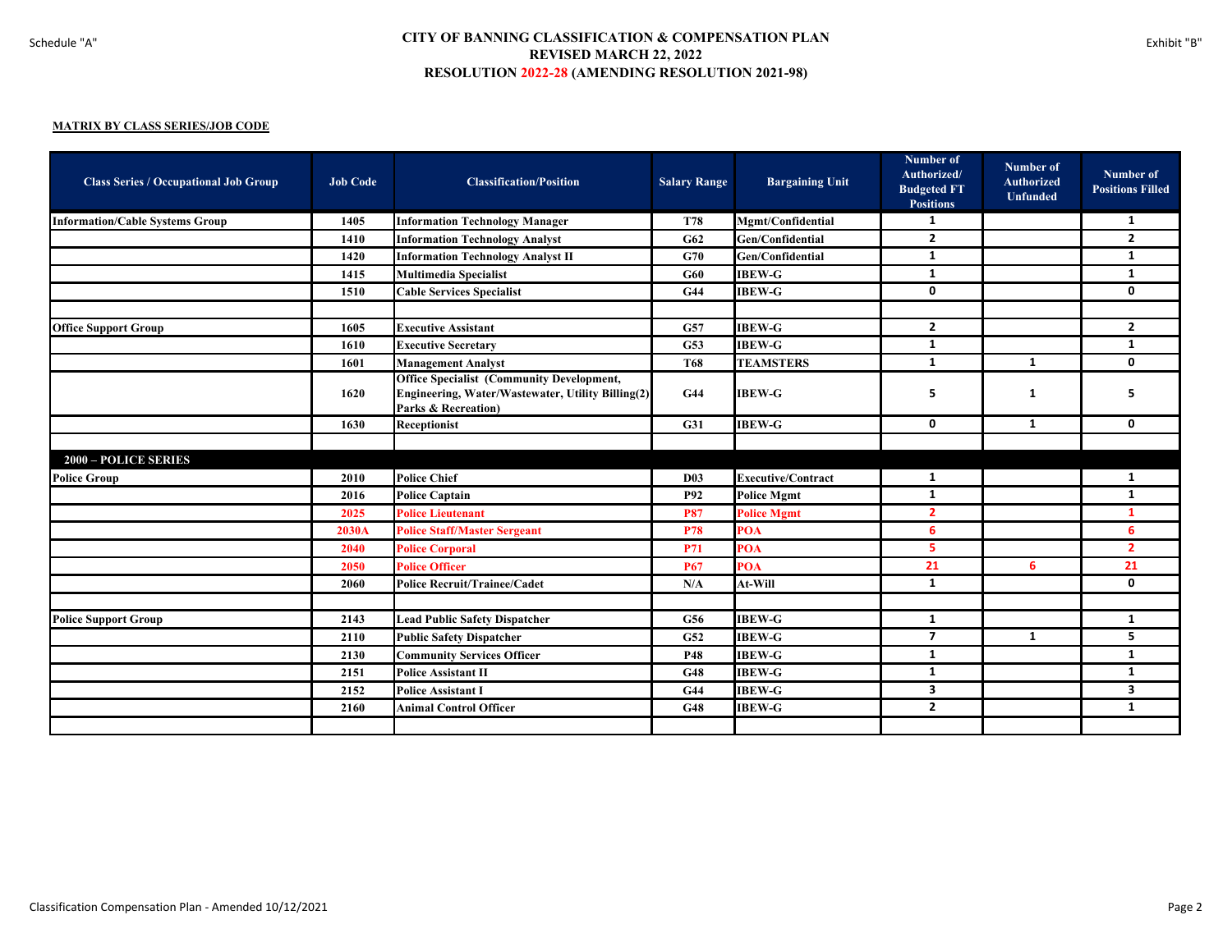Schedule "A"

# CITY OF BANNING CLASSIFICATION & COMPENSATION PLAN
## REVISED MARCH 22, 2022
## RESOLUTION 2022-28 (AMENDING RESOLUTION 2021-98)

Exhibit "B"

**MATRIX BY CLASS SERIES/JOB CODE**

| Class Series / Occupational Job Group | Job Code | Classification/Position | Salary Range | Bargaining Unit | Number of Authorized/ Budgeted FT Positions | Number of Authorized Unfunded | Number of Positions Filled |
|---|---|---|---|---|---|---|---|
| Information/Cable Systems Group | 1405 | Information Technology Manager | T78 | Mgmt/Confidential | 1 | | 1 |
| | 1410 | Information Technology Analyst | G62 | Gen/Confidential | 2 | | 2 |
| | 1420 | Information Technology Analyst II | G70 | Gen/Confidential | 1 | | 1 |
| | 1415 | Multimedia Specialist | G60 | IBEW-G | 1 | | 1 |
| | 1510 | Cable Services Specialist | G44 | IBEW-G | 0 | | 0 |
| | | | | | | | |
| Office Support Group | 1605 | Executive Assistant | G57 | IBEW-G | 2 | | 2 |
| | 1610 | Executive Secretary | G53 | IBEW-G | 1 | | 1 |
| | 1601 | Management Analyst | T68 | TEAMSTERS | 1 | 1 | 0 |
| | 1620 | Office Specialist (Community Development, Engineering, Water/Wastewater, Utility Billing(2) Parks & Recreation) | G44 | IBEW-G | 5 | 1 | 5 |
| | 1630 | Receptionist | G31 | IBEW-G | 0 | 1 | 0 |
| | | | | | | | |
| **2000 – POLICE SERIES** | | | | | | | |
| Police Group | 2010 | Police Chief | D03 | Executive/Contract | 1 | | 1 |
| | 2016 | Police Captain | P92 | Police Mgmt | 1 | | 1 |
| | 2025 | Police Lieutenant | P87 | Police Mgmt | 2 | | 1 |
| | 2030A | Police Staff/Master Sergeant | P78 | POA | 6 | | 6 |
| | 2040 | Police Corporal | P71 | POA | 5 | | 2 |
| | 2050 | Police Officer | P67 | POA | 21 | 6 | 21 |
| | 2060 | Police Recruit/Trainee/Cadet | N/A | At-Will | 1 | | 0 |
| | | | | | | | |
| Police Support Group | 2143 | Lead Public Safety Dispatcher | G56 | IBEW-G | 1 | | 1 |
| | 2110 | Public Safety Dispatcher | G52 | IBEW-G | 7 | 1 | 5 |
| | 2130 | Community Services Officer | P48 | IBEW-G | 1 | | 1 |
| | 2151 | Police Assistant II | G48 | IBEW-G | 1 | | 1 |
| | 2152 | Police Assistant I | G44 | IBEW-G | 3 | | 3 |
| | 2160 | Animal Control Officer | G48 | IBEW-G | 2 | | 1 |
| | | | | | | | |

Classification Compensation Plan - Amended 10/12/2021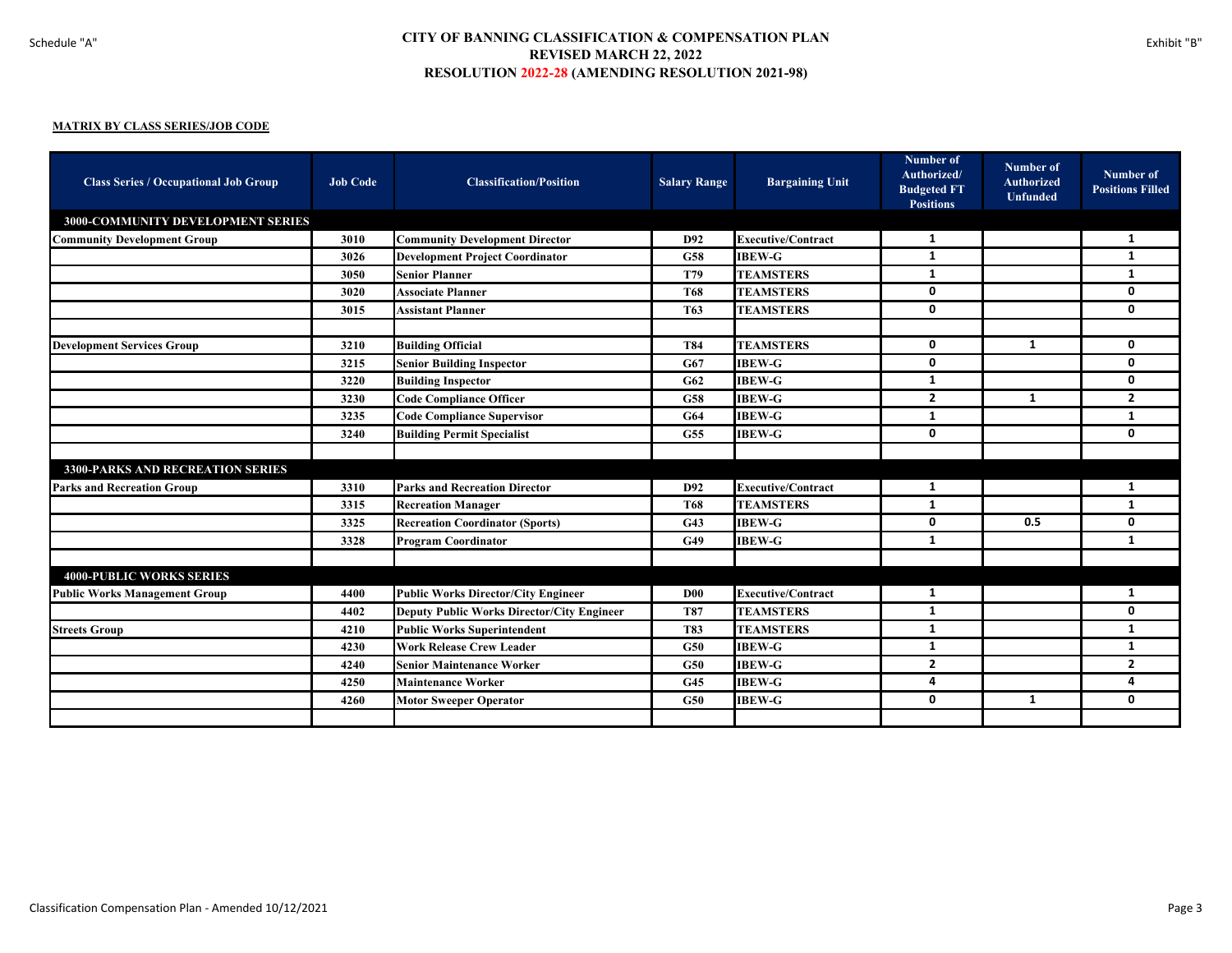Schedule "A"

Exhibit "B"

# CITY OF BANNING CLASSIFICATION & COMPENSATION PLAN
## REVISED MARCH 22, 2022
## RESOLUTION 2022-28 (AMENDING RESOLUTION 2021-98)

**MATRIX BY CLASS SERIES/JOB CODE**

| Class Series / Occupational Job Group | Job Code | Classification/Position | Salary Range | Bargaining Unit | Number of Authorized/ Budgeted FT Positions | Number of Authorized Unfunded | Number of Positions Filled |
|---|---|---|---|---|---|---|---|
| **3000-COMMUNITY DEVELOPMENT SERIES** | | | | | | | |
| Community Development Group | 3010 | Community Development Director | D92 | Executive/Contract | 1 | | 1 |
| | 3026 | Development Project Coordinator | G58 | IBEW-G | 1 | | 1 |
| | 3050 | Senior Planner | T79 | TEAMSTERS | 1 | | 1 |
| | 3020 | Associate Planner | T68 | TEAMSTERS | 0 | | 0 |
| | 3015 | Assistant Planner | T63 | TEAMSTERS | 0 | | 0 |
| | | | | | | | |
| Development Services Group | 3210 | Building Official | T84 | TEAMSTERS | 0 | 1 | 0 |
| | 3215 | Senior Building Inspector | G67 | IBEW-G | 0 | | 0 |
| | 3220 | Building Inspector | G62 | IBEW-G | 1 | | 0 |
| | 3230 | Code Compliance Officer | G58 | IBEW-G | 2 | 1 | 2 |
| | 3235 | Code Compliance Supervisor | G64 | IBEW-G | 1 | | 1 |
| | 3240 | Building Permit Specialist | G55 | IBEW-G | 0 | | 0 |
| | | | | | | | |
| **3300-PARKS AND RECREATION SERIES** | | | | | | | |
| Parks and Recreation Group | 3310 | Parks and Recreation Director | D92 | Executive/Contract | 1 | | 1 |
| | 3315 | Recreation Manager | T68 | TEAMSTERS | 1 | | 1 |
| | 3325 | Recreation Coordinator (Sports) | G43 | IBEW-G | 0 | 0.5 | 0 |
| | 3328 | Program Coordinator | G49 | IBEW-G | 1 | | 1 |
| | | | | | | | |
| **4000-PUBLIC WORKS SERIES** | | | | | | | |
| Public Works Management Group | 4400 | Public Works Director/City Engineer | D00 | Executive/Contract | 1 | | 1 |
| | 4402 | Deputy Public Works Director/City Engineer | T87 | TEAMSTERS | 1 | | 0 |
| Streets Group | 4210 | Public Works Superintendent | T83 | TEAMSTERS | 1 | | 1 |
| | 4230 | Work Release Crew Leader | G50 | IBEW-G | 1 | | 1 |
| | 4240 | Senior Maintenance Worker | G50 | IBEW-G | 2 | | 2 |
| | 4250 | Maintenance Worker | G45 | IBEW-G | 4 | | 4 |
| | 4260 | Motor Sweeper Operator | G50 | IBEW-G | 0 | 1 | 0 |
| | | | | | | | |

Classification Compensation Plan - Amended 10/12/2021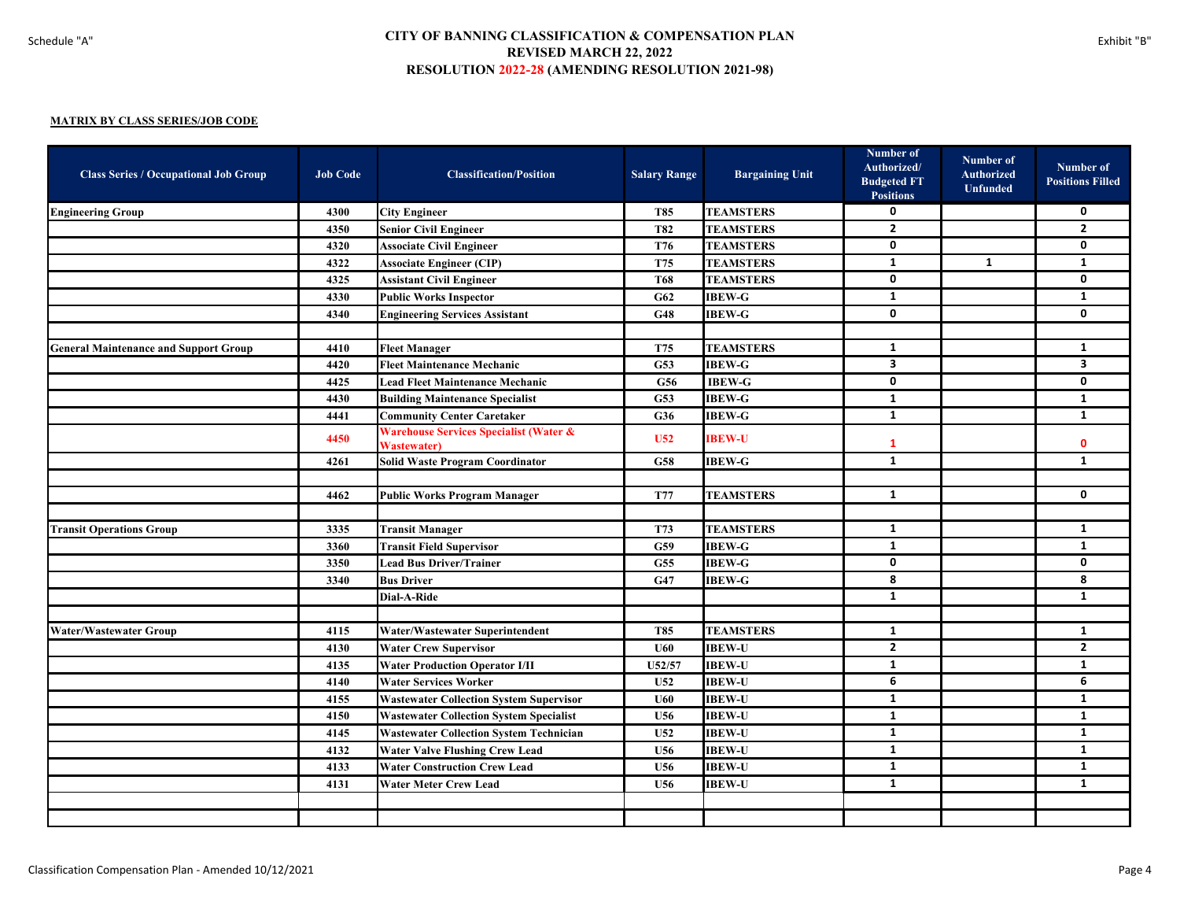Schedule "A"

# CITY OF BANNING CLASSIFICATION & COMPENSATION PLAN
## REVISED MARCH 22, 2022
## RESOLUTION 2022-28 (AMENDING RESOLUTION 2021-98)

Exhibit "B"

**MATRIX BY CLASS SERIES/JOB CODE**

| Class Series / Occupational Job Group | Job Code | Classification/Position | Salary Range | Bargaining Unit | Number of Authorized/ Budgeted FT Positions | Number of Authorized Unfunded | Number of Positions Filled |
|---|---|---|---|---|---|---|---|
| Engineering Group | 4300 | City Engineer | T85 | TEAMSTERS | 0 | | 0 |
| | 4350 | Senior Civil Engineer | T82 | TEAMSTERS | 2 | | 2 |
| | 4320 | Associate Civil Engineer | T76 | TEAMSTERS | 0 | | 0 |
| | 4322 | Associate Engineer (CIP) | T75 | TEAMSTERS | 1 | 1 | 1 |
| | 4325 | Assistant Civil Engineer | T68 | TEAMSTERS | 0 | | 0 |
| | 4330 | Public Works Inspector | G62 | IBEW-G | 1 | | 1 |
| | 4340 | Engineering Services Assistant | G48 | IBEW-G | 0 | | 0 |
| | | | | | | | |
| General Maintenance and Support Group | 4410 | Fleet Manager | T75 | TEAMSTERS | 1 | | 1 |
| | 4420 | Fleet Maintenance Mechanic | G53 | IBEW-G | 3 | | 3 |
| | 4425 | Lead Fleet Maintenance Mechanic | G56 | IBEW-G | 0 | | 0 |
| | 4430 | Building Maintenance Specialist | G53 | IBEW-G | 1 | | 1 |
| | 4441 | Community Center Caretaker | G36 | IBEW-G | 1 | | 1 |
| | 4450 | Warehouse Services Specialist (Water & Wastewater) | U52 | IBEW-U | 1 | | 0 |
| | 4261 | Solid Waste Program Coordinator | G58 | IBEW-G | 1 | | 1 |
| | | | | | | | |
| | 4462 | Public Works Program Manager | T77 | TEAMSTERS | 1 | | 0 |
| | | | | | | | |
| Transit Operations Group | 3335 | Transit Manager | T73 | TEAMSTERS | 1 | | 1 |
| | 3360 | Transit Field Supervisor | G59 | IBEW-G | 1 | | 1 |
| | 3350 | Lead Bus Driver/Trainer | G55 | IBEW-G | 0 | | 0 |
| | 3340 | Bus Driver | G47 | IBEW-G | 8 | | 8 |
| | | Dial-A-Ride | | | 1 | | 1 |
| | | | | | | | |
| Water/Wastewater Group | 4115 | Water/Wastewater Superintendent | T85 | TEAMSTERS | 1 | | 1 |
| | 4130 | Water Crew Supervisor | U60 | IBEW-U | 2 | | 2 |
| | 4135 | Water Production Operator I/II | U52/57 | IBEW-U | 1 | | 1 |
| | 4140 | Water Services Worker | U52 | IBEW-U | 6 | | 6 |
| | 4155 | Wastewater Collection System Supervisor | U60 | IBEW-U | 1 | | 1 |
| | 4150 | Wastewater Collection System Specialist | U56 | IBEW-U | 1 | | 1 |
| | 4145 | Wastewater Collection System Technician | U52 | IBEW-U | 1 | | 1 |
| | 4132 | Water Valve Flushing Crew Lead | U56 | IBEW-U | 1 | | 1 |
| | 4133 | Water Construction Crew Lead | U56 | IBEW-U | 1 | | 1 |
| | 4131 | Water Meter Crew Lead | U56 | IBEW-U | 1 | | 1 |
| | | | | | | | |
| | | | | | | | |

Classification Compensation Plan - Amended 10/12/2021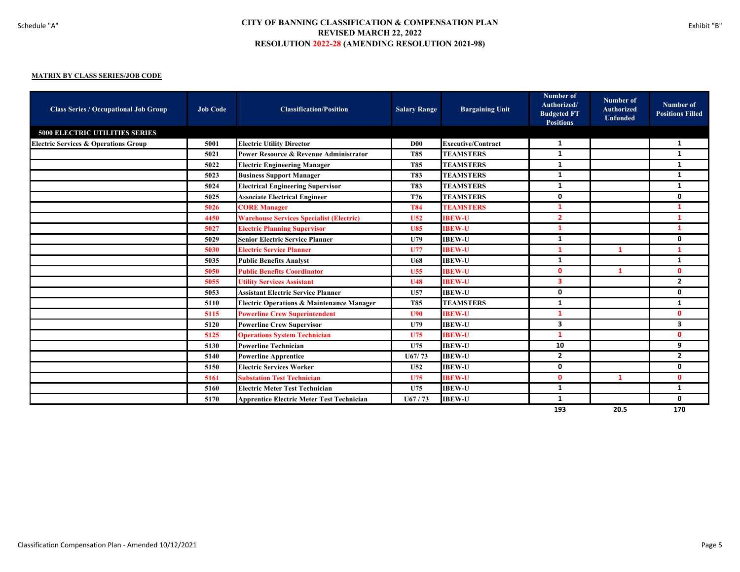Schedule "A"

Exhibit "B"

# CITY OF BANNING CLASSIFICATION & COMPENSATION PLAN
## REVISED MARCH 22, 2022
## RESOLUTION 2022-28 (AMENDING RESOLUTION 2021-98)

**MATRIX BY CLASS SERIES/JOB CODE**

| Class Series / Occupational Job Group | Job Code | Classification/Position | Salary Range | Bargaining Unit | Number of Authorized/ Budgeted FT Positions | Number of Authorized Unfunded | Number of Positions Filled |
|---|---|---|---|---|---|---|---|
| **5000 ELECTRIC UTILITIES SERIES** | | | | | | | |
| Electric Services & Operations Group | 5001 | Electric Utility Director | D00 | Executive/Contract | 1 | | 1 |
| | 5021 | Power Resource & Revenue Administrator | T85 | TEAMSTERS | 1 | | 1 |
| | 5022 | Electric Engineering Manager | T85 | TEAMSTERS | 1 | | 1 |
| | 5023 | Business Support Manager | T83 | TEAMSTERS | 1 | | 1 |
| | 5024 | Electrical Engineering Supervisor | T83 | TEAMSTERS | 1 | | 1 |
| | 5025 | Associate Electrical Engineer | T76 | TEAMSTERS | 0 | | 0 |
| | 5026 | CORE Manager | T84 | TEAMSTERS | 1 | | 1 |
| | 4450 | Warehouse Services Specialist (Electric) | U52 | IBEW-U | 2 | | 1 |
| | 5027 | Electric Planning Supervisor | U85 | IBEW-U | 1 | | 1 |
| | 5029 | Senior Electric Service Planner | U79 | IBEW-U | 1 | | 0 |
| | 5030 | Electric Service Planner | U77 | IBEW-U | 1 | 1 | 1 |
| | 5035 | Public Benefits Analyst | U68 | IBEW-U | 1 | | 1 |
| | 5050 | Public Benefits Coordinator | U55 | IBEW-U | 0 | 1 | 0 |
| | 5055 | Utility Services Assistant | U48 | IBEW-U | 3 | | 2 |
| | 5053 | Assistant Electric Service Planner | U57 | IBEW-U | 0 | | 0 |
| | 5110 | Electric Operations & Maintenance Manager | T85 | TEAMSTERS | 1 | | 1 |
| | 5115 | Powerline Crew Superintendent | U90 | IBEW-U | 1 | | 0 |
| | 5120 | Powerline Crew Supervisor | U79 | IBEW-U | 3 | | 3 |
| | 5125 | Operations System Technician | U75 | IBEW-U | 1 | | 0 |
| | 5130 | Powerline Technician | U75 | IBEW-U | 10 | | 9 |
| | 5140 | Powerline Apprentice | U67/ 73 | IBEW-U | 2 | | 2 |
| | 5150 | Electric Services Worker | U52 | IBEW-U | 0 | | 0 |
| | 5161 | Substation Test Technician | U75 | IBEW-U | 0 | 1 | 0 |
| | 5160 | Electric Meter Test Technician | U75 | IBEW-U | 1 | | 1 |
| | 5170 | Apprentice Electric Meter Test Technician | U67 / 73 | IBEW-U | 1 | | 0 |
| | | | | | **193** | **20.5** | **170** |

Classification Compensation Plan - Amended 10/12/2021